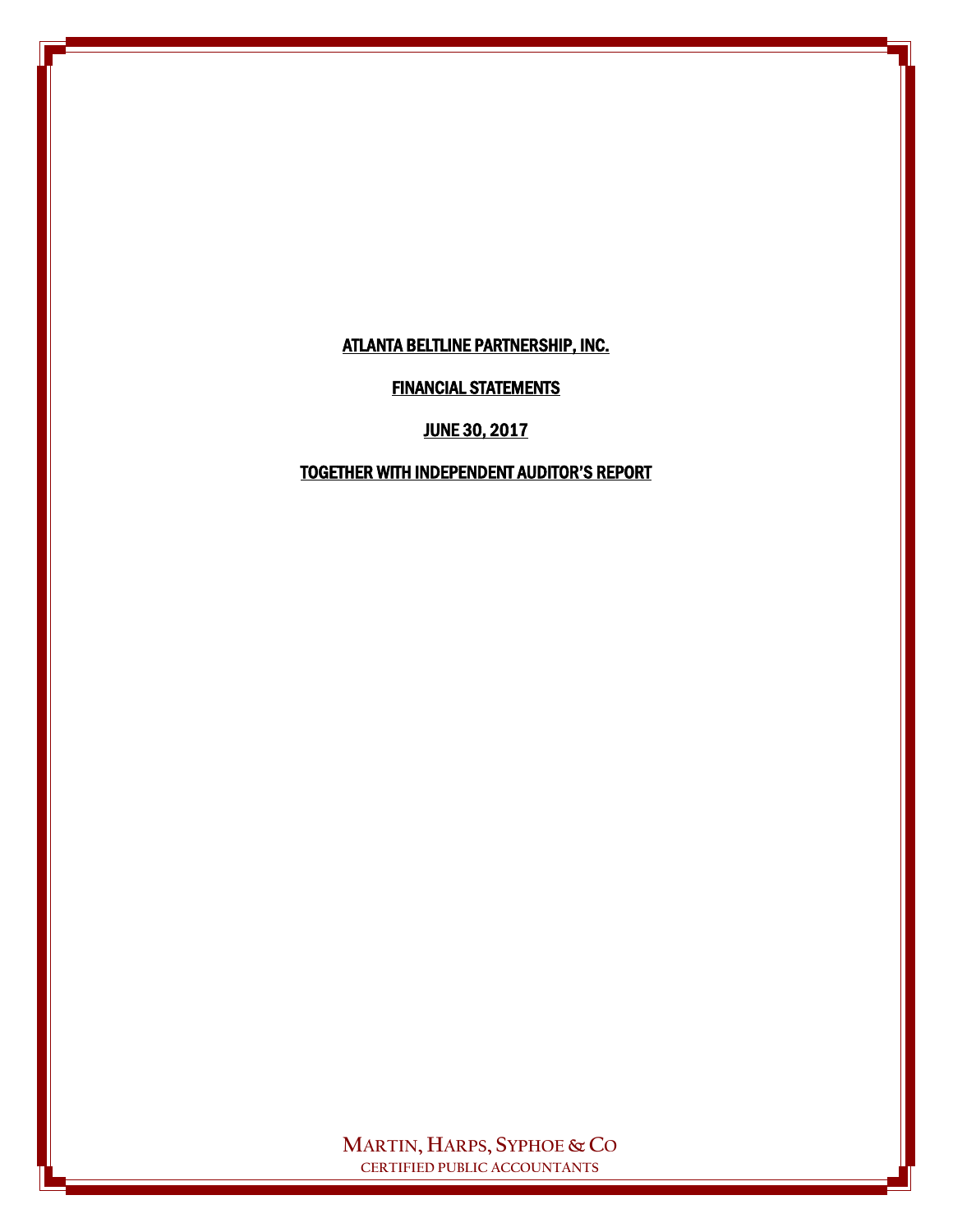# ATLANTA BELTLINE PARTNERSHIP, INC.

## FINANCIAL STATEMENTS

## JUNE 30, 2017

## TOGETHER WITH INDEPENDENT AUDITOR'S REPORT

MARTIN, HARPS, SYPHOE & CO
CERTIFIED PUBLIC ACCOUNTANTS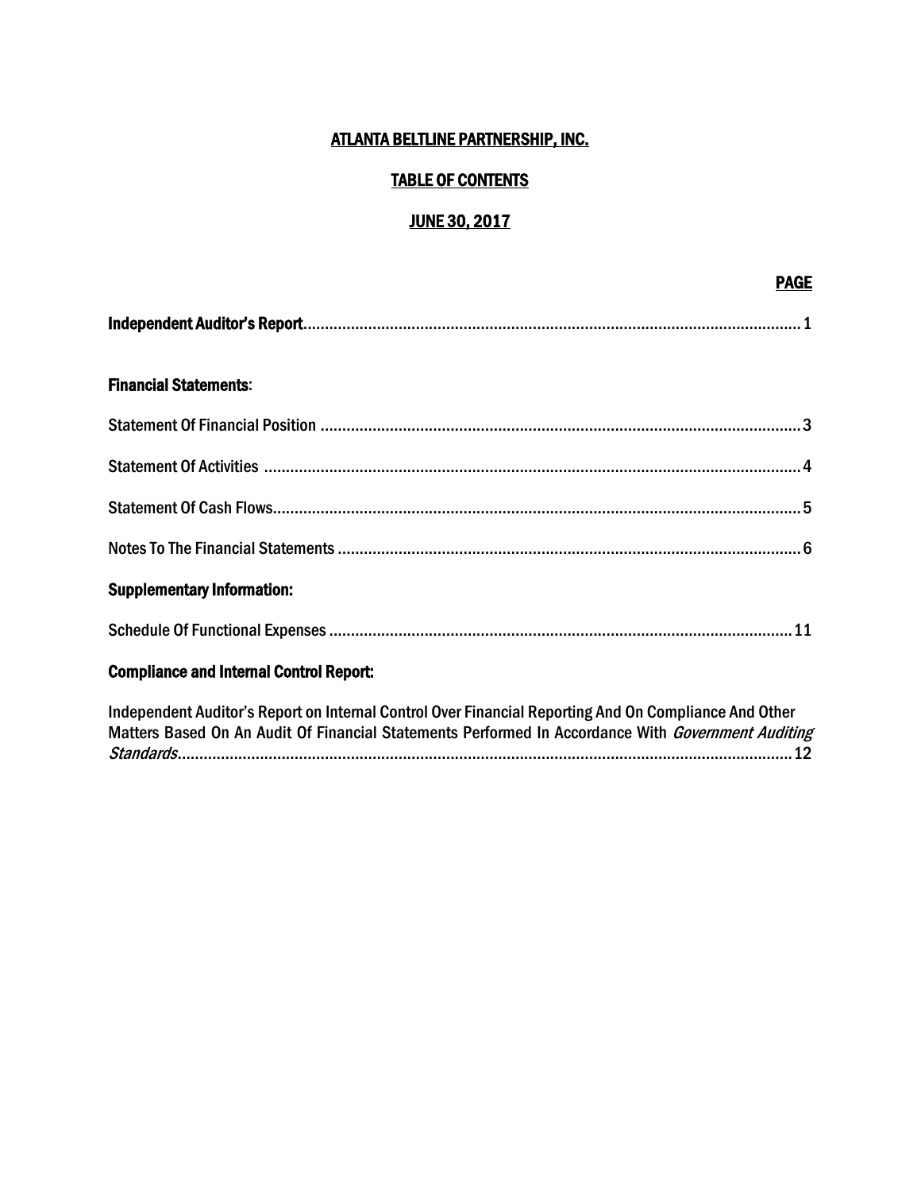# ATLANTA BELTLINE PARTNERSHIP, INC.

## TABLE OF CONTENTS

## JUNE 30, 2017

| | PAGE |
|---|---|
| **Independent Auditor's Report** | 1 |
| **Financial Statements**: | |
| Statement Of Financial Position | 3 |
| Statement Of Activities | 4 |
| Statement Of Cash Flows | 5 |
| Notes To The Financial Statements | 6 |
| **Supplementary Information:** | |
| Schedule Of Functional Expenses | 11 |
| **Compliance and Internal Control Report:** | |
| Independent Auditor's Report on Internal Control Over Financial Reporting And On Compliance And Other Matters Based On An Audit Of Financial Statements Performed In Accordance With *Government Auditing Standards* | 12 |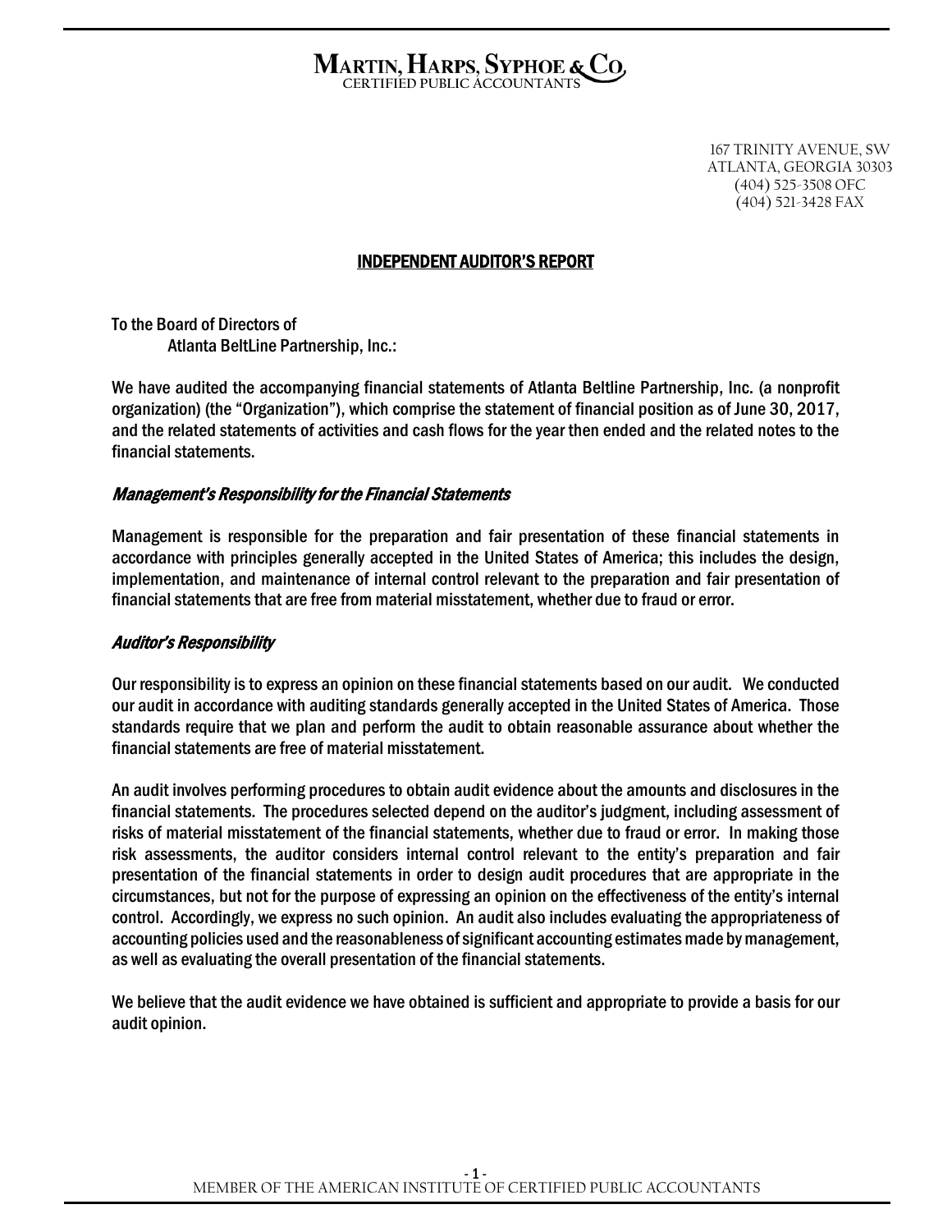**MARTIN, HARPS, SYPHOE & CO.**
CERTIFIED PUBLIC ACCOUNTANTS

167 TRINITY AVENUE, SW
ATLANTA, GEORGIA 30303
(404) 525-3508 OFC
(404) 521-3428 FAX

## INDEPENDENT AUDITOR'S REPORT

To the Board of Directors of
Atlanta BeltLine Partnership, Inc.:

We have audited the accompanying financial statements of Atlanta Beltline Partnership, Inc. (a nonprofit organization) (the "Organization"), which comprise the statement of financial position as of June 30, 2017, and the related statements of activities and cash flows for the year then ended and the related notes to the financial statements.

### *Management's Responsibility for the Financial Statements*

Management is responsible for the preparation and fair presentation of these financial statements in accordance with principles generally accepted in the United States of America; this includes the design, implementation, and maintenance of internal control relevant to the preparation and fair presentation of financial statements that are free from material misstatement, whether due to fraud or error.

### *Auditor's Responsibility*

Our responsibility is to express an opinion on these financial statements based on our audit. We conducted our audit in accordance with auditing standards generally accepted in the United States of America. Those standards require that we plan and perform the audit to obtain reasonable assurance about whether the financial statements are free of material misstatement.

An audit involves performing procedures to obtain audit evidence about the amounts and disclosures in the financial statements. The procedures selected depend on the auditor's judgment, including assessment of risks of material misstatement of the financial statements, whether due to fraud or error. In making those risk assessments, the auditor considers internal control relevant to the entity's preparation and fair presentation of the financial statements in order to design audit procedures that are appropriate in the circumstances, but not for the purpose of expressing an opinion on the effectiveness of the entity's internal control. Accordingly, we express no such opinion. An audit also includes evaluating the appropriateness of accounting policies used and the reasonableness of significant accounting estimates made by management, as well as evaluating the overall presentation of the financial statements.

We believe that the audit evidence we have obtained is sufficient and appropriate to provide a basis for our audit opinion.

MEMBER OF THE AMERICAN INSTITUTE OF CERTIFIED PUBLIC ACCOUNTANTS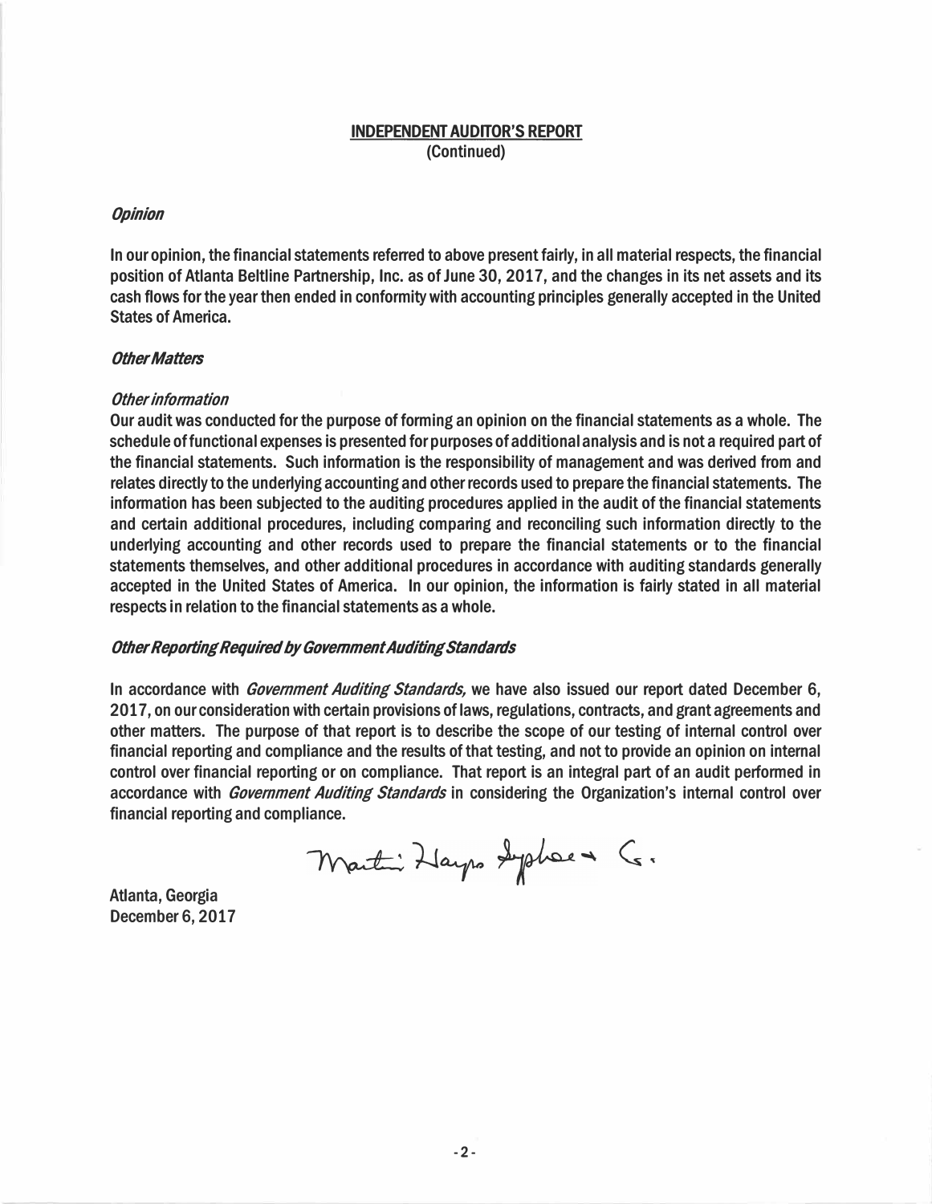## INDEPENDENT AUDITOR'S REPORT
(Continued)

### *Opinion*

In our opinion, the financial statements referred to above present fairly, in all material respects, the financial position of Atlanta Beltline Partnership, Inc. as of June 30, 2017, and the changes in its net assets and its cash flows for the year then ended in conformity with accounting principles generally accepted in the United States of America.

### *Other Matters*

#### *Other information*

Our audit was conducted for the purpose of forming an opinion on the financial statements as a whole. The schedule of functional expenses is presented for purposes of additional analysis and is not a required part of the financial statements. Such information is the responsibility of management and was derived from and relates directly to the underlying accounting and other records used to prepare the financial statements. The information has been subjected to the auditing procedures applied in the audit of the financial statements and certain additional procedures, including comparing and reconciling such information directly to the underlying accounting and other records used to prepare the financial statements or to the financial statements themselves, and other additional procedures in accordance with auditing standards generally accepted in the United States of America. In our opinion, the information is fairly stated in all material respects in relation to the financial statements as a whole.

#### *Other Reporting Required by Government Auditing Standards*

In accordance with *Government Auditing Standards,* we have also issued our report dated December 6, 2017, on our consideration with certain provisions of laws, regulations, contracts, and grant agreements and other matters. The purpose of that report is to describe the scope of our testing of internal control over financial reporting and compliance and the results of that testing, and not to provide an opinion on internal control over financial reporting or on compliance. That report is an integral part of an audit performed in accordance with *Government Auditing Standards* in considering the Organization's internal control over financial reporting and compliance.

Martin Hayes Stephens Co.

Atlanta, Georgia
December 6, 2017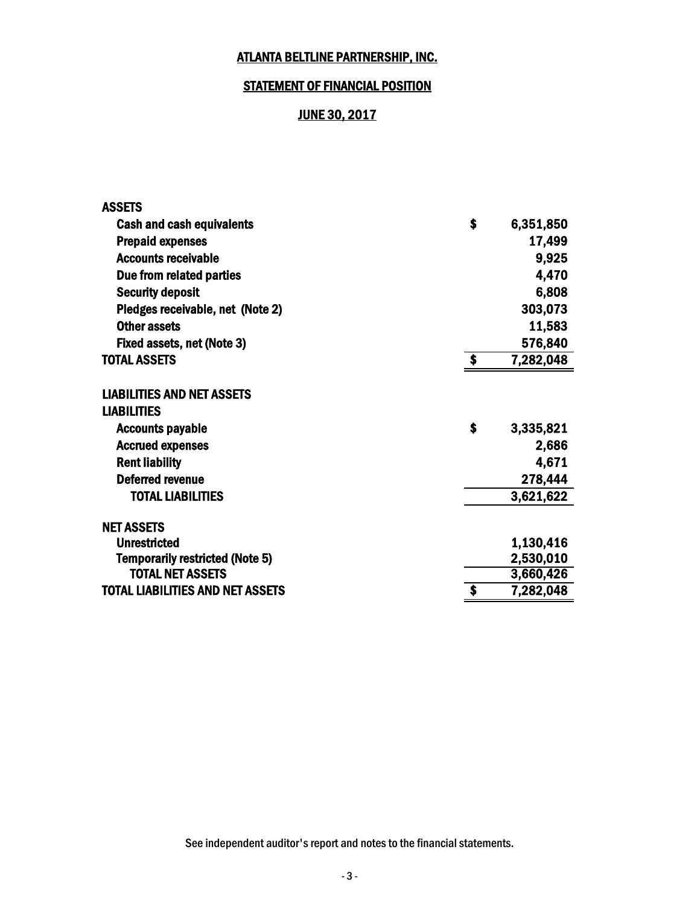# ATLANTA BELTLINE PARTNERSHIP, INC.

## STATEMENT OF FINANCIAL POSITION

### JUNE 30, 2017

| | |
|---|---|
| **ASSETS** | |
| Cash and cash equivalents | $ 6,351,850 |
| Prepaid expenses | 17,499 |
| Accounts receivable | 9,925 |
| Due from related parties | 4,470 |
| Security deposit | 6,808 |
| Pledges receivable, net (Note 2) | 303,073 |
| Other assets | 11,583 |
| Fixed assets, net (Note 3) | 576,840 |
| **TOTAL ASSETS** | **$ 7,282,048** |
| | |
| **LIABILITIES AND NET ASSETS** | |
| **LIABILITIES** | |
| Accounts payable | $ 3,335,821 |
| Accrued expenses | 2,686 |
| Rent liability | 4,671 |
| Deferred revenue | 278,444 |
| **TOTAL LIABILITIES** | **3,621,622** |
| | |
| **NET ASSETS** | |
| Unrestricted | 1,130,416 |
| Temporarily restricted (Note 5) | 2,530,010 |
| **TOTAL NET ASSETS** | **3,660,426** |
| **TOTAL LIABILITIES AND NET ASSETS** | **$ 7,282,048** |

See independent auditor's report and notes to the financial statements.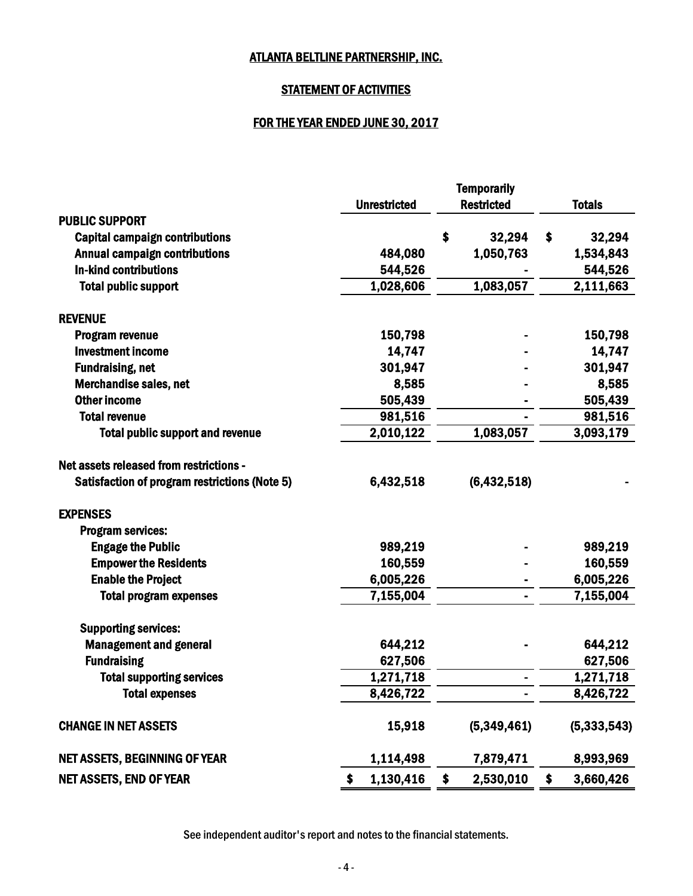# ATLANTA BELTLINE PARTNERSHIP, INC.

## STATEMENT OF ACTIVITIES

## FOR THE YEAR ENDED JUNE 30, 2017

| | Unrestricted | Temporarily Restricted | Totals |
|---|---|---|---|
| **PUBLIC SUPPORT** | | | |
| Capital campaign contributions | | $ 32,294 | $ 32,294 |
| Annual campaign contributions | 484,080 | 1,050,763 | 1,534,843 |
| In-kind contributions | 544,526 | - | 544,526 |
| Total public support | 1,028,606 | 1,083,057 | 2,111,663 |
| **REVENUE** | | | |
| Program revenue | 150,798 | - | 150,798 |
| Investment income | 14,747 | - | 14,747 |
| Fundraising, net | 301,947 | - | 301,947 |
| Merchandise sales, net | 8,585 | - | 8,585 |
| Other income | 505,439 | - | 505,439 |
| Total revenue | 981,516 | - | 981,516 |
| Total public support and revenue | 2,010,122 | 1,083,057 | 3,093,179 |
| Net assets released from restrictions - | | | |
| Satisfaction of program restrictions (Note 5) | 6,432,518 | (6,432,518) | - |
| **EXPENSES** | | | |
| Program services: | | | |
| Engage the Public | 989,219 | - | 989,219 |
| Empower the Residents | 160,559 | - | 160,559 |
| Enable the Project | 6,005,226 | - | 6,005,226 |
| Total program expenses | 7,155,004 | - | 7,155,004 |
| Supporting services: | | | |
| Management and general | 644,212 | - | 644,212 |
| Fundraising | 627,506 | | 627,506 |
| Total supporting services | 1,271,718 | - | 1,271,718 |
| Total expenses | 8,426,722 | - | 8,426,722 |
| **CHANGE IN NET ASSETS** | 15,918 | (5,349,461) | (5,333,543) |
| **NET ASSETS, BEGINNING OF YEAR** | 1,114,498 | 7,879,471 | 8,993,969 |
| **NET ASSETS, END OF YEAR** | $ 1,130,416 | $ 2,530,010 | $ 3,660,426 |

See independent auditor's report and notes to the financial statements.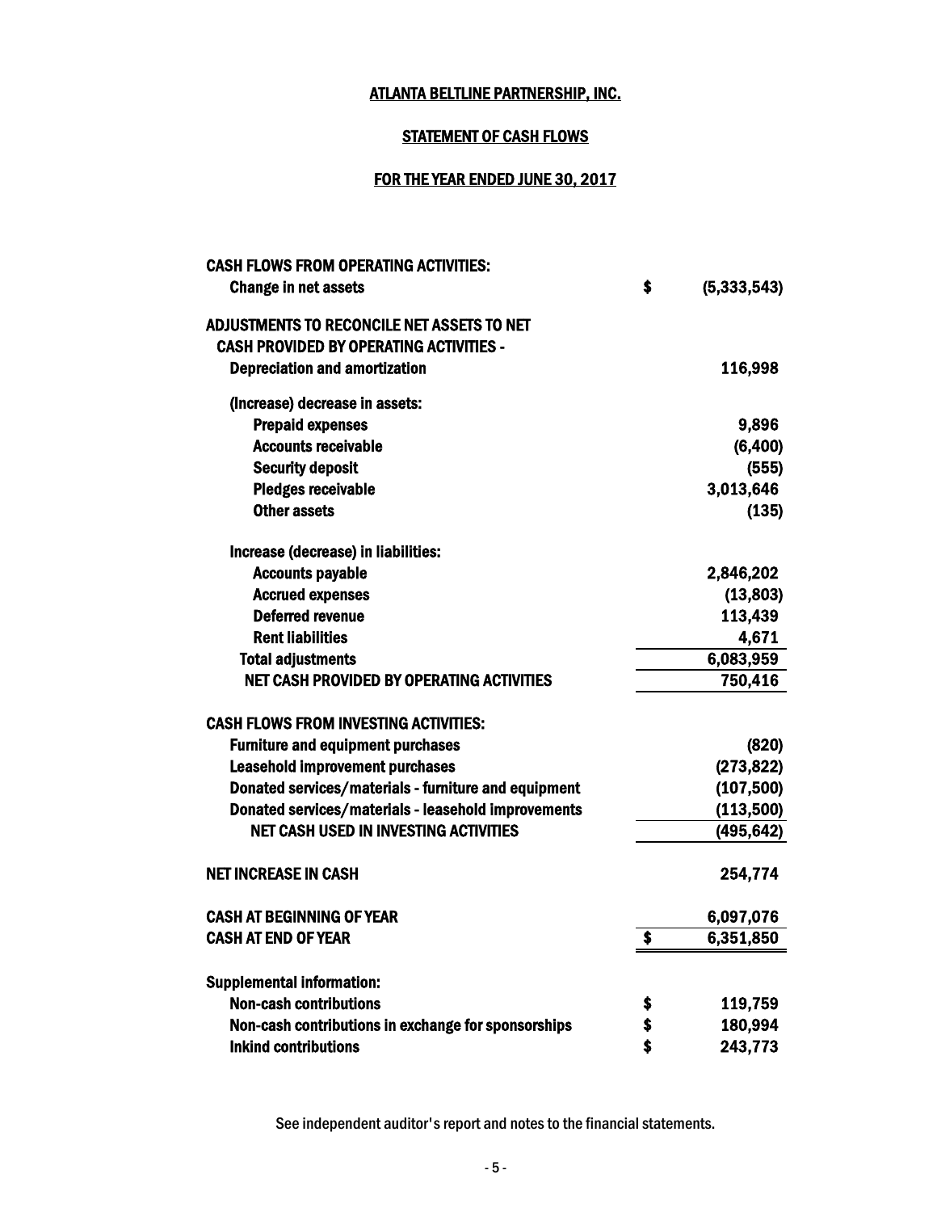# ATLANTA BELTLINE PARTNERSHIP, INC.

## STATEMENT OF CASH FLOWS

## FOR THE YEAR ENDED JUNE 30, 2017

| | | |
|---|---|---|
| **CASH FLOWS FROM OPERATING ACTIVITIES:** | | |
| **Change in net assets** | **$** | **(5,333,543)** |
| | | |
| **ADJUSTMENTS TO RECONCILE NET ASSETS TO NET CASH PROVIDED BY OPERATING ACTIVITIES -** | | |
| **Depreciation and amortization** | | **116,998** |
| | | |
| **(Increase) decrease in assets:** | | |
| **Prepaid expenses** | | **9,896** |
| **Accounts receivable** | | **(6,400)** |
| **Security deposit** | | **(555)** |
| **Pledges receivable** | | **3,013,646** |
| **Other assets** | | **(135)** |
| | | |
| **Increase (decrease) in liabilities:** | | |
| **Accounts payable** | | **2,846,202** |
| **Accrued expenses** | | **(13,803)** |
| **Deferred revenue** | | **113,439** |
| **Rent liabilities** | | **4,671** |
| **Total adjustments** | | **6,083,959** |
| **NET CASH PROVIDED BY OPERATING ACTIVITIES** | | **750,416** |
| | | |
| **CASH FLOWS FROM INVESTING ACTIVITIES:** | | |
| **Furniture and equipment purchases** | | **(820)** |
| **Leasehold improvement purchases** | | **(273,822)** |
| **Donated services/materials - furniture and equipment** | | **(107,500)** |
| **Donated services/materials - leasehold improvements** | | **(113,500)** |
| **NET CASH USED IN INVESTING ACTIVITIES** | | **(495,642)** |
| | | |
| **NET INCREASE IN CASH** | | **254,774** |
| | | |
| **CASH AT BEGINNING OF YEAR** | | **6,097,076** |
| **CASH AT END OF YEAR** | **$** | **6,351,850** |
| | | |
| **Supplemental information:** | | |
| **Non-cash contributions** | **$** | **119,759** |
| **Non-cash contributions in exchange for sponsorships** | **$** | **180,994** |
| **Inkind contributions** | **$** | **243,773** |

See independent auditor's report and notes to the financial statements.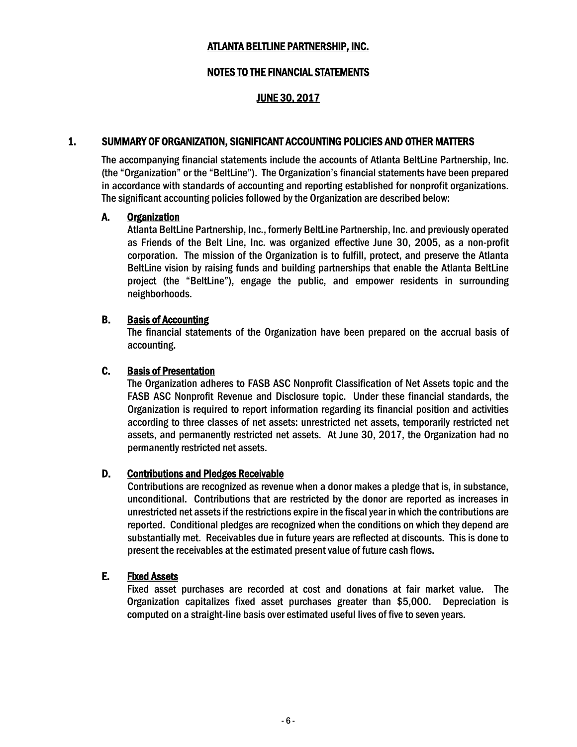# ATLANTA BELTLINE PARTNERSHIP, INC.

## NOTES TO THE FINANCIAL STATEMENTS

## JUNE 30, 2017

### 1. SUMMARY OF ORGANIZATION, SIGNIFICANT ACCOUNTING POLICIES AND OTHER MATTERS

The accompanying financial statements include the accounts of Atlanta BeltLine Partnership, Inc. (the "Organization" or the "BeltLine"). The Organization's financial statements have been prepared in accordance with standards of accounting and reporting established for nonprofit organizations. The significant accounting policies followed by the Organization are described below:

#### A. Organization

Atlanta BeltLine Partnership, Inc., formerly BeltLine Partnership, Inc. and previously operated as Friends of the Belt Line, Inc. was organized effective June 30, 2005, as a non-profit corporation. The mission of the Organization is to fulfill, protect, and preserve the Atlanta BeltLine vision by raising funds and building partnerships that enable the Atlanta BeltLine project (the "BeltLine"), engage the public, and empower residents in surrounding neighborhoods.

#### B. Basis of Accounting

The financial statements of the Organization have been prepared on the accrual basis of accounting.

#### C. Basis of Presentation

The Organization adheres to FASB ASC Nonprofit Classification of Net Assets topic and the FASB ASC Nonprofit Revenue and Disclosure topic. Under these financial standards, the Organization is required to report information regarding its financial position and activities according to three classes of net assets: unrestricted net assets, temporarily restricted net assets, and permanently restricted net assets. At June 30, 2017, the Organization had no permanently restricted net assets.

#### D. Contributions and Pledges Receivable

Contributions are recognized as revenue when a donor makes a pledge that is, in substance, unconditional. Contributions that are restricted by the donor are reported as increases in unrestricted net assets if the restrictions expire in the fiscal year in which the contributions are reported. Conditional pledges are recognized when the conditions on which they depend are substantially met. Receivables due in future years are reflected at discounts. This is done to present the receivables at the estimated present value of future cash flows.

#### E. Fixed Assets

Fixed asset purchases are recorded at cost and donations at fair market value. The Organization capitalizes fixed asset purchases greater than $5,000. Depreciation is computed on a straight-line basis over estimated useful lives of five to seven years.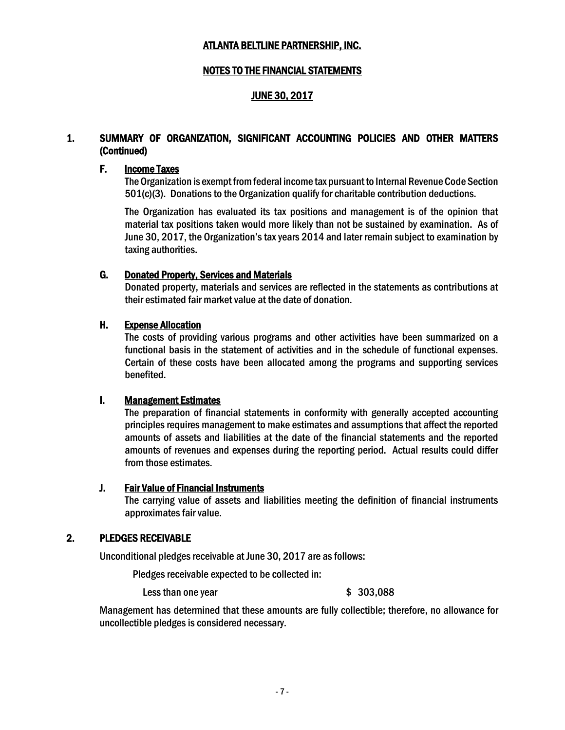# ATLANTA BELTLINE PARTNERSHIP, INC.

## NOTES TO THE FINANCIAL STATEMENTS

## JUNE 30, 2017

## 1. SUMMARY OF ORGANIZATION, SIGNIFICANT ACCOUNTING POLICIES AND OTHER MATTERS (Continued)

### F. Income Taxes

The Organization is exempt from federal income tax pursuant to Internal Revenue Code Section 501(c)(3). Donations to the Organization qualify for charitable contribution deductions.

The Organization has evaluated its tax positions and management is of the opinion that material tax positions taken would more likely than not be sustained by examination. As of June 30, 2017, the Organization's tax years 2014 and later remain subject to examination by taxing authorities.

### G. Donated Property, Services and Materials

Donated property, materials and services are reflected in the statements as contributions at their estimated fair market value at the date of donation.

### H. Expense Allocation

The costs of providing various programs and other activities have been summarized on a functional basis in the statement of activities and in the schedule of functional expenses. Certain of these costs have been allocated among the programs and supporting services benefited.

### I. Management Estimates

The preparation of financial statements in conformity with generally accepted accounting principles requires management to make estimates and assumptions that affect the reported amounts of assets and liabilities at the date of the financial statements and the reported amounts of revenues and expenses during the reporting period. Actual results could differ from those estimates.

### J. Fair Value of Financial Instruments

The carrying value of assets and liabilities meeting the definition of financial instruments approximates fair value.

## 2. PLEDGES RECEIVABLE

Unconditional pledges receivable at June 30, 2017 are as follows:

| Pledges receivable expected to be collected in: | |
|---|---|
| Less than one year | $ 303,088 |

Management has determined that these amounts are fully collectible; therefore, no allowance for uncollectible pledges is considered necessary.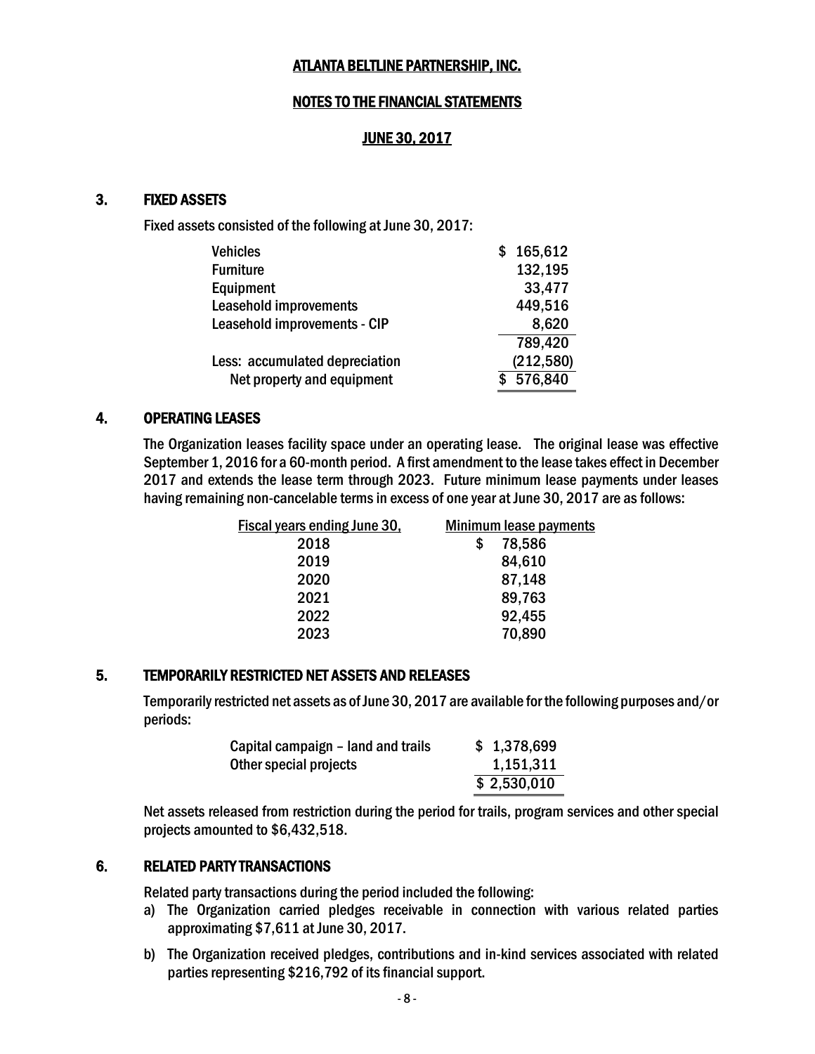# ATLANTA BELTLINE PARTNERSHIP, INC.

## NOTES TO THE FINANCIAL STATEMENTS

## JUNE 30, 2017

### 3. FIXED ASSETS

Fixed assets consisted of the following at June 30, 2017:

| | |
|---|---|
| Vehicles | $ 165,612 |
| Furniture | 132,195 |
| Equipment | 33,477 |
| Leasehold improvements | 449,516 |
| Leasehold improvements - CIP | 8,620 |
| | 789,420 |
| Less: accumulated depreciation | (212,580) |
| Net property and equipment | $ 576,840 |

### 4. OPERATING LEASES

The Organization leases facility space under an operating lease. The original lease was effective September 1, 2016 for a 60-month period. A first amendment to the lease takes effect in December 2017 and extends the lease term through 2023. Future minimum lease payments under leases having remaining non-cancelable terms in excess of one year at June 30, 2017 are as follows:

| Fiscal years ending June 30, | Minimum lease payments |
|---|---|
| 2018 | $ 78,586 |
| 2019 | 84,610 |
| 2020 | 87,148 |
| 2021 | 89,763 |
| 2022 | 92,455 |
| 2023 | 70,890 |

### 5. TEMPORARILY RESTRICTED NET ASSETS AND RELEASES

Temporarily restricted net assets as of June 30, 2017 are available for the following purposes and/or periods:

| | |
|---|---|
| Capital campaign – land and trails | $ 1,378,699 |
| Other special projects | 1,151,311 |
| | $ 2,530,010 |

Net assets released from restriction during the period for trails, program services and other special projects amounted to $6,432,518.

### 6. RELATED PARTY TRANSACTIONS

Related party transactions during the period included the following:

a) The Organization carried pledges receivable in connection with various related parties approximating $7,611 at June 30, 2017.

b) The Organization received pledges, contributions and in-kind services associated with related parties representing $216,792 of its financial support.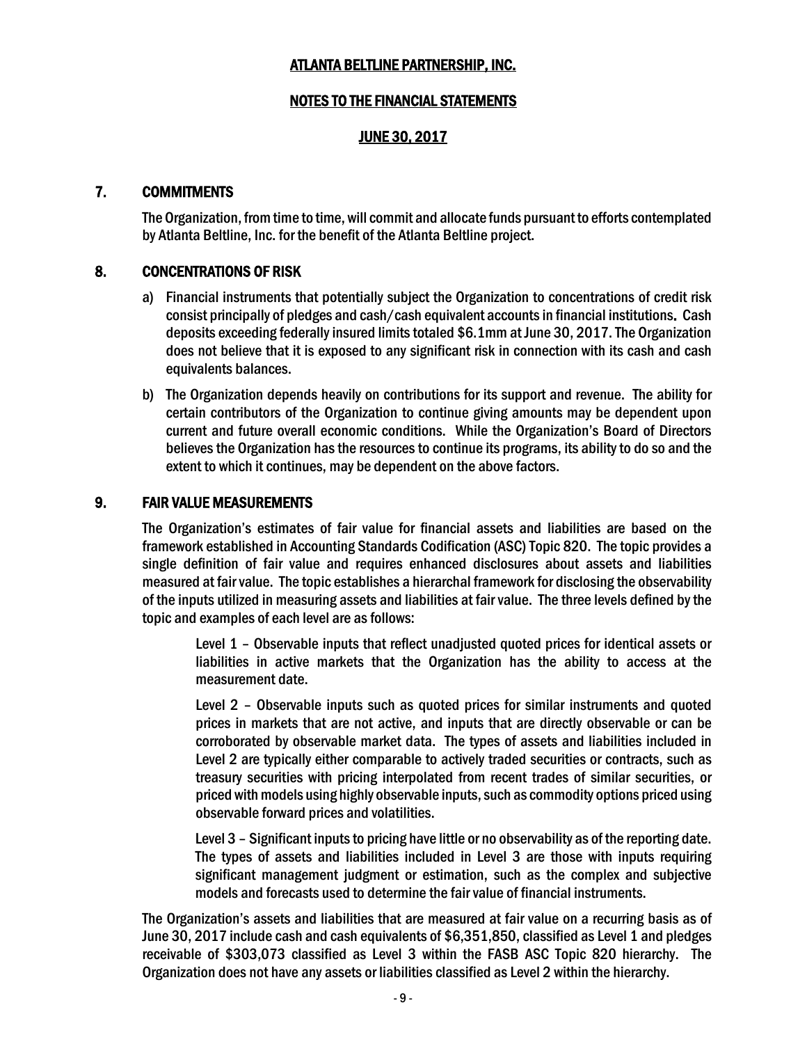# ATLANTA BELTLINE PARTNERSHIP, INC.

## NOTES TO THE FINANCIAL STATEMENTS

## JUNE 30, 2017

### 7. COMMITMENTS

The Organization, from time to time, will commit and allocate funds pursuant to efforts contemplated by Atlanta Beltline, Inc. for the benefit of the Atlanta Beltline project.

### 8. CONCENTRATIONS OF RISK

a) Financial instruments that potentially subject the Organization to concentrations of credit risk consist principally of pledges and cash/cash equivalent accounts in financial institutions. Cash deposits exceeding federally insured limits totaled $6.1mm at June 30, 2017. The Organization does not believe that it is exposed to any significant risk in connection with its cash and cash equivalents balances.

b) The Organization depends heavily on contributions for its support and revenue. The ability for certain contributors of the Organization to continue giving amounts may be dependent upon current and future overall economic conditions. While the Organization's Board of Directors believes the Organization has the resources to continue its programs, its ability to do so and the extent to which it continues, may be dependent on the above factors.

### 9. FAIR VALUE MEASUREMENTS

The Organization's estimates of fair value for financial assets and liabilities are based on the framework established in Accounting Standards Codification (ASC) Topic 820. The topic provides a single definition of fair value and requires enhanced disclosures about assets and liabilities measured at fair value. The topic establishes a hierarchal framework for disclosing the observability of the inputs utilized in measuring assets and liabilities at fair value. The three levels defined by the topic and examples of each level are as follows:

> Level 1 – Observable inputs that reflect unadjusted quoted prices for identical assets or liabilities in active markets that the Organization has the ability to access at the measurement date.
>
> Level 2 – Observable inputs such as quoted prices for similar instruments and quoted prices in markets that are not active, and inputs that are directly observable or can be corroborated by observable market data. The types of assets and liabilities included in Level 2 are typically either comparable to actively traded securities or contracts, such as treasury securities with pricing interpolated from recent trades of similar securities, or priced with models using highly observable inputs, such as commodity options priced using observable forward prices and volatilities.
>
> Level 3 – Significant inputs to pricing have little or no observability as of the reporting date. The types of assets and liabilities included in Level 3 are those with inputs requiring significant management judgment or estimation, such as the complex and subjective models and forecasts used to determine the fair value of financial instruments.

The Organization's assets and liabilities that are measured at fair value on a recurring basis as of June 30, 2017 include cash and cash equivalents of $6,351,850, classified as Level 1 and pledges receivable of $303,073 classified as Level 3 within the FASB ASC Topic 820 hierarchy. The Organization does not have any assets or liabilities classified as Level 2 within the hierarchy.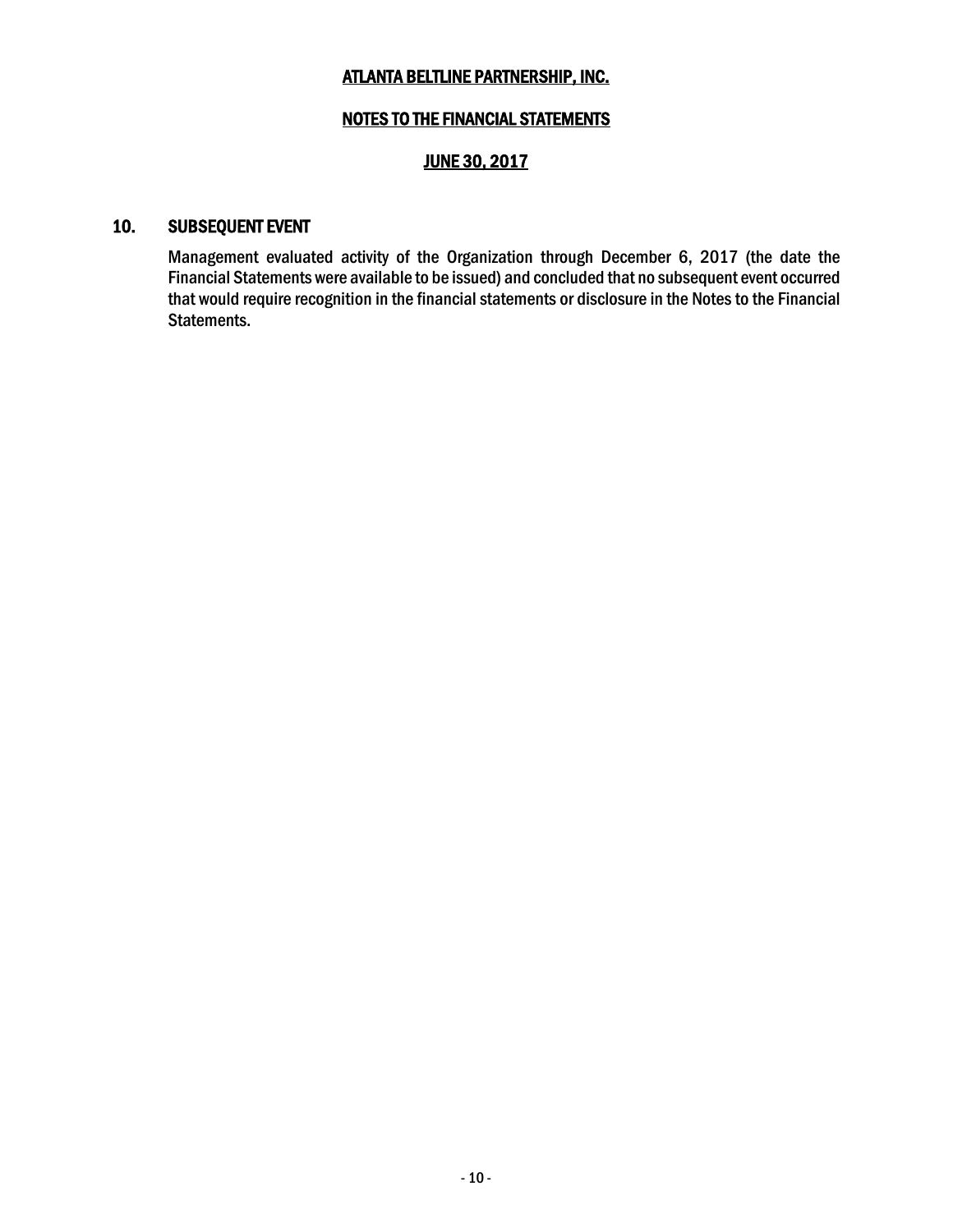## 10. SUBSEQUENT EVENT

Management evaluated activity of the Organization through December 6, 2017 (the date the Financial Statements were available to be issued) and concluded that no subsequent event occurred that would require recognition in the financial statements or disclosure in the Notes to the Financial Statements.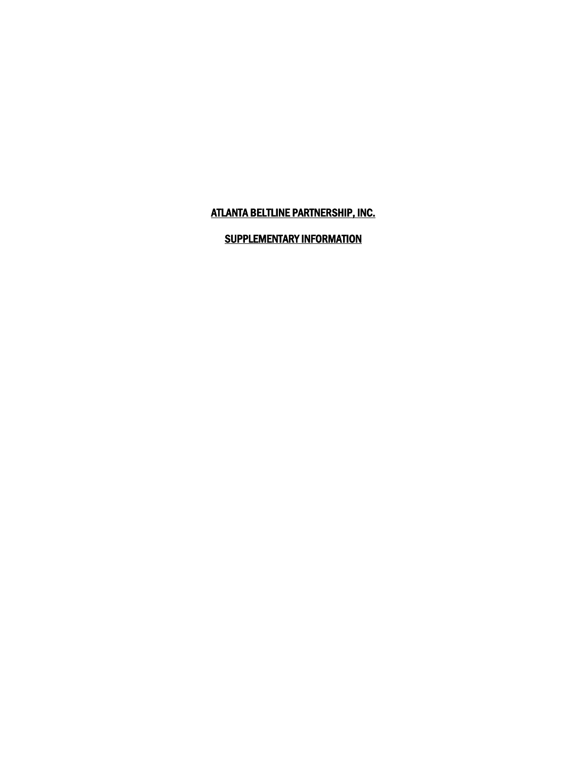**ATLANTA BELTLINE PARTNERSHIP, INC.**

**SUPPLEMENTARY INFORMATION**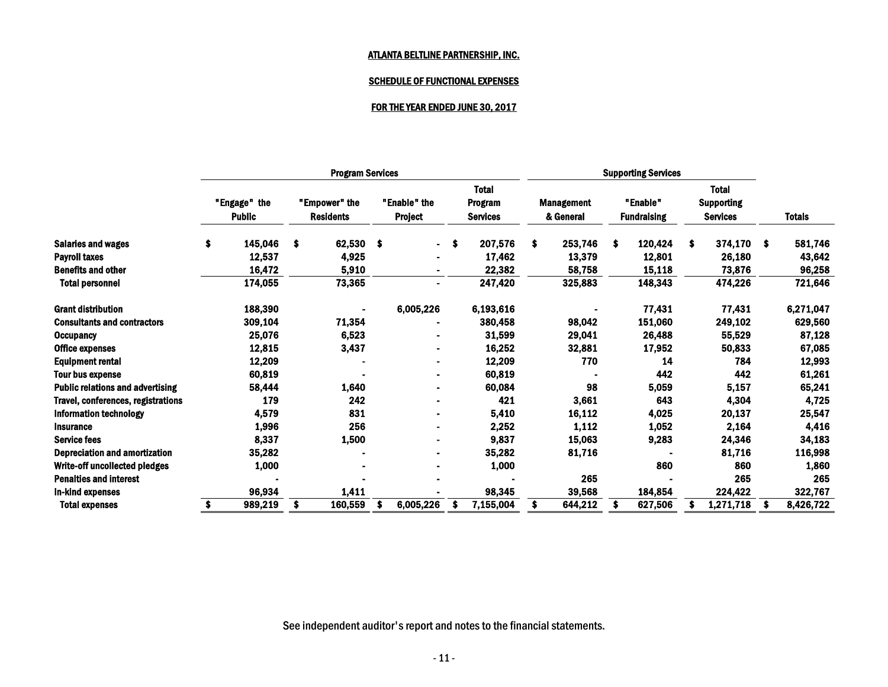# ATLANTA BELTLINE PARTNERSHIP, INC.

## SCHEDULE OF FUNCTIONAL EXPENSES

### FOR THE YEAR ENDED JUNE 30, 2017

| | Program Services | | | | Supporting Services | | | |
|---|---|---|---|---|---|---|---|---|
| | "Engage" the Public | "Empower" the Residents | "Enable" the Project | Total Program Services | Management & General | "Enable" Fundraising | Total Supporting Services | Totals |
| Salaries and wages | $ 145,046 | $ 62,530 | $ - | $ 207,576 | $ 253,746 | $ 120,424 | $ 374,170 | $ 581,746 |
| Payroll taxes | 12,537 | 4,925 | - | 17,462 | 13,379 | 12,801 | 26,180 | 43,642 |
| Benefits and other | 16,472 | 5,910 | - | 22,382 | 58,758 | 15,118 | 73,876 | 96,258 |
| Total personnel | 174,055 | 73,365 | - | 247,420 | 325,883 | 148,343 | 474,226 | 721,646 |
| Grant distribution | 188,390 | - | 6,005,226 | 6,193,616 | - | 77,431 | 77,431 | 6,271,047 |
| Consultants and contractors | 309,104 | 71,354 | - | 380,458 | 98,042 | 151,060 | 249,102 | 629,560 |
| Occupancy | 25,076 | 6,523 | - | 31,599 | 29,041 | 26,488 | 55,529 | 87,128 |
| Office expenses | 12,815 | 3,437 | - | 16,252 | 32,881 | 17,952 | 50,833 | 67,085 |
| Equipment rental | 12,209 | - | - | 12,209 | 770 | 14 | 784 | 12,993 |
| Tour bus expense | 60,819 | - | - | 60,819 | - | 442 | 442 | 61,261 |
| Public relations and advertising | 58,444 | 1,640 | - | 60,084 | 98 | 5,059 | 5,157 | 65,241 |
| Travel, conferences, registrations | 179 | 242 | - | 421 | 3,661 | 643 | 4,304 | 4,725 |
| Information technology | 4,579 | 831 | - | 5,410 | 16,112 | 4,025 | 20,137 | 25,547 |
| Insurance | 1,996 | 256 | - | 2,252 | 1,112 | 1,052 | 2,164 | 4,416 |
| Service fees | 8,337 | 1,500 | - | 9,837 | 15,063 | 9,283 | 24,346 | 34,183 |
| Depreciation and amortization | 35,282 | - | - | 35,282 | 81,716 | - | 81,716 | 116,998 |
| Write-off uncollected pledges | 1,000 | - | - | 1,000 | | 860 | 860 | 1,860 |
| Penalties and interest | - | - | - | - | 265 | - | 265 | 265 |
| In-kind expenses | 96,934 | 1,411 | - | 98,345 | 39,568 | 184,854 | 224,422 | 322,767 |
| Total expenses | $ 989,219 | $ 160,559 | $ 6,005,226 | $ 7,155,004 | $ 644,212 | $ 627,506 | $ 1,271,718 | $ 8,426,722 |

See independent auditor's report and notes to the financial statements.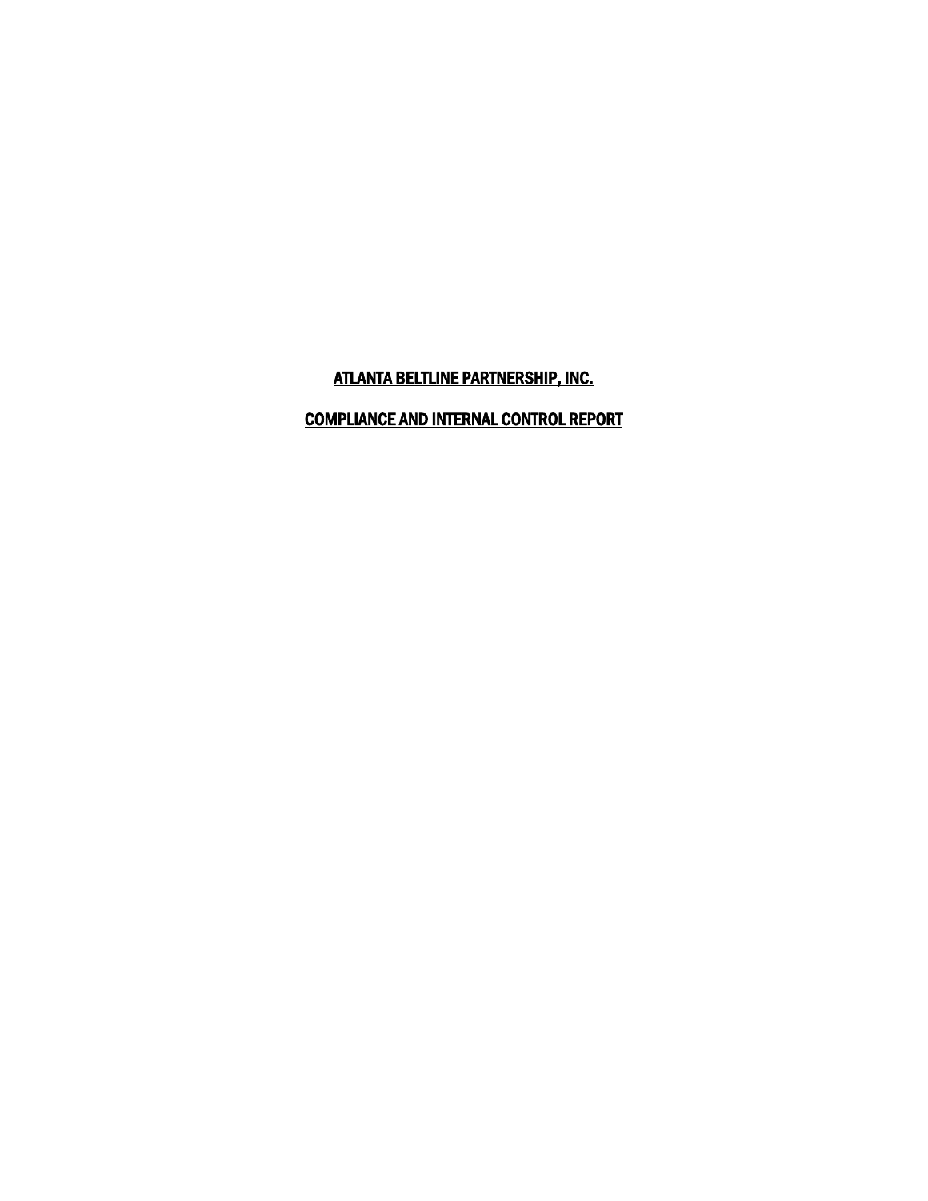# ATLANTA BELTLINE PARTNERSHIP, INC.

## COMPLIANCE AND INTERNAL CONTROL REPORT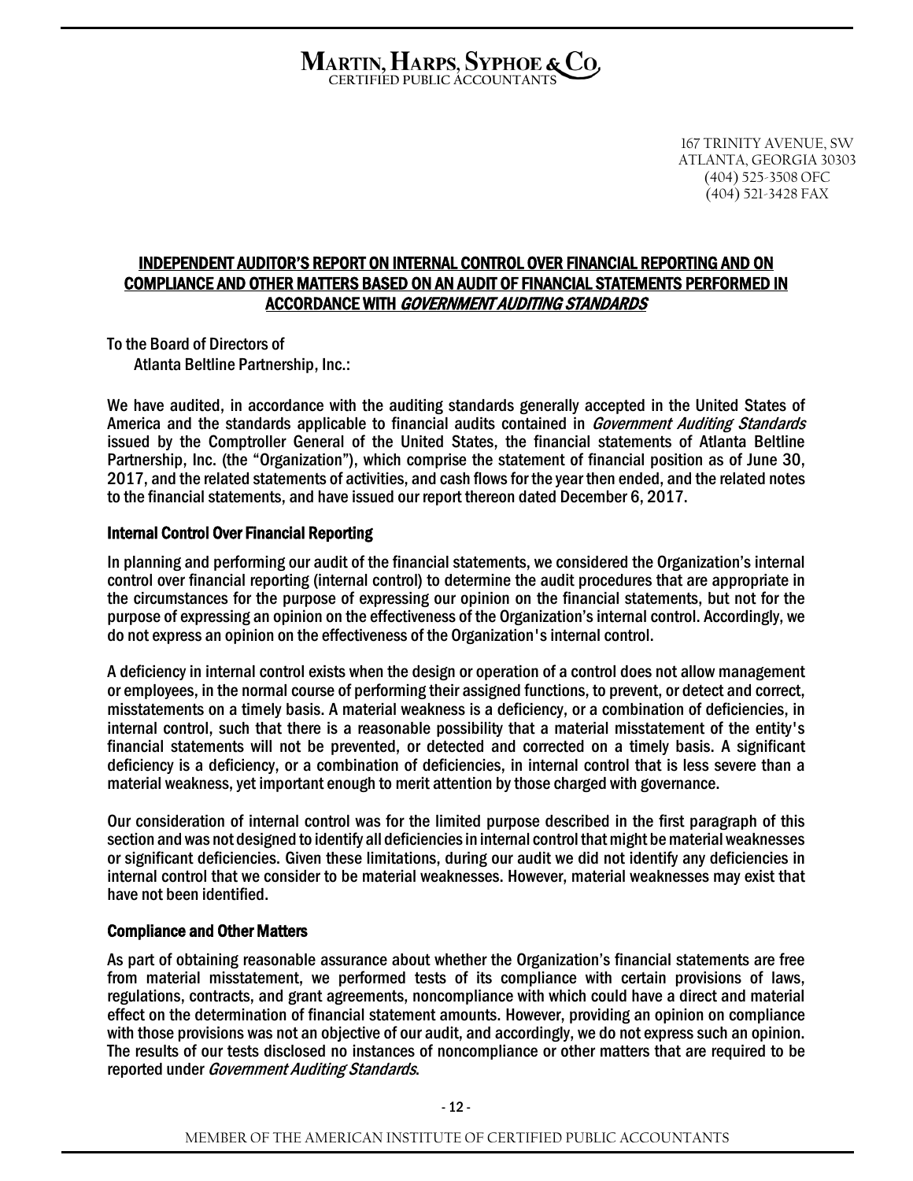**MARTIN, HARPS, SYPHOE & CO.**
CERTIFIED PUBLIC ACCOUNTANTS

167 TRINITY AVENUE, SW
ATLANTA, GEORGIA 30303
(404) 525-3508 OFC
(404) 521-3428 FAX

# INDEPENDENT AUDITOR'S REPORT ON INTERNAL CONTROL OVER FINANCIAL REPORTING AND ON COMPLIANCE AND OTHER MATTERS BASED ON AN AUDIT OF FINANCIAL STATEMENTS PERFORMED IN ACCORDANCE WITH *GOVERNMENT AUDITING STANDARDS*

To the Board of Directors of
Atlanta Beltline Partnership, Inc.:

We have audited, in accordance with the auditing standards generally accepted in the United States of America and the standards applicable to financial audits contained in *Government Auditing Standards* issued by the Comptroller General of the United States, the financial statements of Atlanta Beltline Partnership, Inc. (the "Organization"), which comprise the statement of financial position as of June 30, 2017, and the related statements of activities, and cash flows for the year then ended, and the related notes to the financial statements, and have issued our report thereon dated December 6, 2017.

## Internal Control Over Financial Reporting

In planning and performing our audit of the financial statements, we considered the Organization's internal control over financial reporting (internal control) to determine the audit procedures that are appropriate in the circumstances for the purpose of expressing our opinion on the financial statements, but not for the purpose of expressing an opinion on the effectiveness of the Organization's internal control. Accordingly, we do not express an opinion on the effectiveness of the Organization's internal control.

A deficiency in internal control exists when the design or operation of a control does not allow management or employees, in the normal course of performing their assigned functions, to prevent, or detect and correct, misstatements on a timely basis. A material weakness is a deficiency, or a combination of deficiencies, in internal control, such that there is a reasonable possibility that a material misstatement of the entity's financial statements will not be prevented, or detected and corrected on a timely basis. A significant deficiency is a deficiency, or a combination of deficiencies, in internal control that is less severe than a material weakness, yet important enough to merit attention by those charged with governance.

Our consideration of internal control was for the limited purpose described in the first paragraph of this section and was not designed to identify all deficiencies in internal control that might be material weaknesses or significant deficiencies. Given these limitations, during our audit we did not identify any deficiencies in internal control that we consider to be material weaknesses. However, material weaknesses may exist that have not been identified.

## Compliance and Other Matters

As part of obtaining reasonable assurance about whether the Organization's financial statements are free from material misstatement, we performed tests of its compliance with certain provisions of laws, regulations, contracts, and grant agreements, noncompliance with which could have a direct and material effect on the determination of financial statement amounts. However, providing an opinion on compliance with those provisions was not an objective of our audit, and accordingly, we do not express such an opinion. The results of our tests disclosed no instances of noncompliance or other matters that are required to be reported under *Government Auditing Standards*.

MEMBER OF THE AMERICAN INSTITUTE OF CERTIFIED PUBLIC ACCOUNTANTS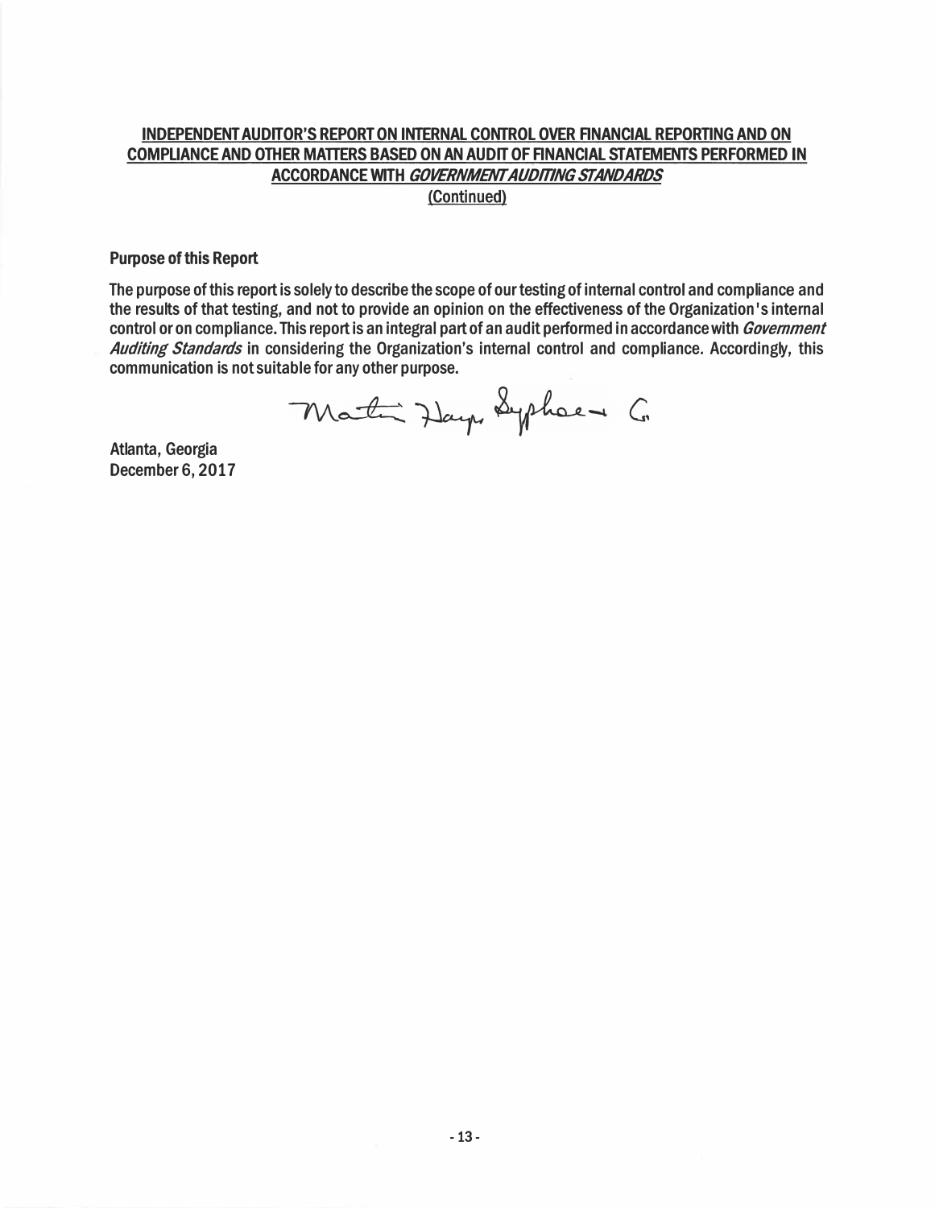## INDEPENDENT AUDITOR'S REPORT ON INTERNAL CONTROL OVER FINANCIAL REPORTING AND ON COMPLIANCE AND OTHER MATTERS BASED ON AN AUDIT OF FINANCIAL STATEMENTS PERFORMED IN ACCORDANCE WITH *GOVERNMENT AUDITING STANDARDS*

(Continued)

**Purpose of this Report**

The purpose of this report is solely to describe the scope of our testing of internal control and compliance and the results of that testing, and not to provide an opinion on the effectiveness of the Organization's internal control or on compliance. This report is an integral part of an audit performed in accordance with *Government Auditing Standards* in considering the Organization's internal control and compliance. Accordingly, this communication is not suitable for any other purpose.

Mauldin Hayes, Sypher & Co.

Atlanta, Georgia
December 6, 2017